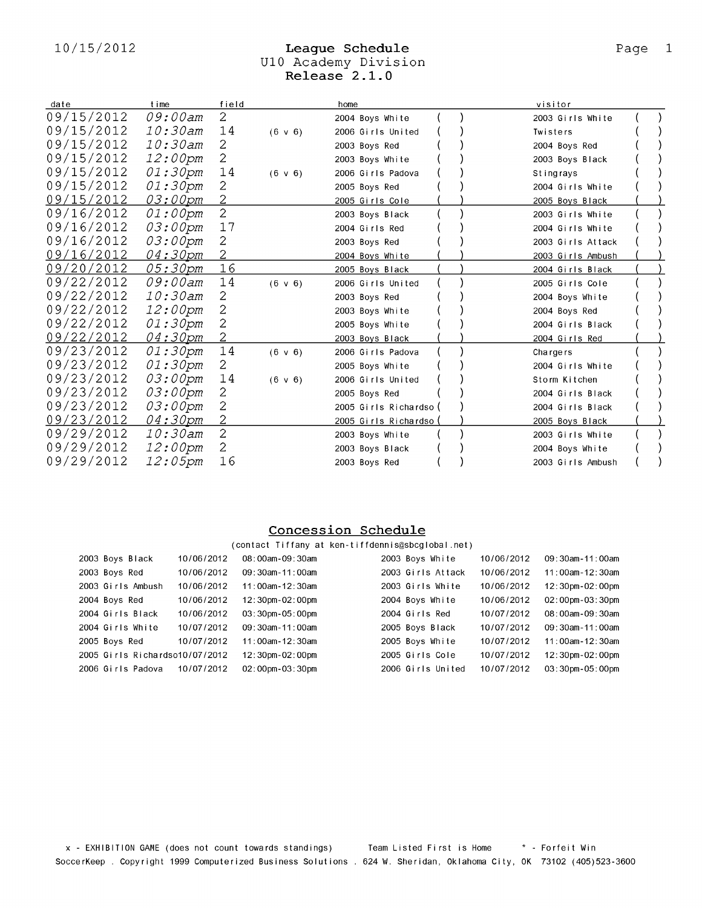10/15/2012

# League Schedule
## U10 Academy Division
## Release 2.1.0

| date | time | field | | home | | visitor | |
|---|---|---|---|---|---|---|---|
| 09/15/2012 | 09:00am | 2 | | 2004 Boys White | ( ) | 2003 Girls White | ( ) |
| 09/15/2012 | 10:30am | 14 | (6 v 6) | 2006 Girls United | ( ) | Twisters | ( ) |
| 09/15/2012 | 10:30am | 2 | | 2003 Boys Red | ( ) | 2004 Boys Red | ( ) |
| 09/15/2012 | 12:00pm | 2 | | 2003 Boys White | ( ) | 2003 Boys Black | ( ) |
| 09/15/2012 | 01:30pm | 14 | (6 v 6) | 2006 Girls Padova | ( ) | Stingrays | ( ) |
| 09/15/2012 | 01:30pm | 2 | | 2005 Boys Red | ( ) | 2004 Girls White | ( ) |
| 09/15/2012 | 03:00pm | 2 | | 2005 Girls Cole | ( ) | 2005 Boys Black | ( ) |
| 09/16/2012 | 01:00pm | 2 | | 2003 Boys Black | ( ) | 2003 Girls White | ( ) |
| 09/16/2012 | 03:00pm | 17 | | 2004 Girls Red | ( ) | 2004 Girls White | ( ) |
| 09/16/2012 | 03:00pm | 2 | | 2003 Boys Red | ( ) | 2003 Girls Attack | ( ) |
| 09/16/2012 | 04:30pm | 2 | | 2004 Boys White | ( ) | 2003 Girls Ambush | ( ) |
| 09/20/2012 | 05:30pm | 16 | | 2005 Boys Black | ( ) | 2004 Girls Black | ( ) |
| 09/22/2012 | 09:00am | 14 | (6 v 6) | 2006 Girls United | ( ) | 2005 Girls Cole | ( ) |
| 09/22/2012 | 10:30am | 2 | | 2003 Boys Red | ( ) | 2004 Boys White | ( ) |
| 09/22/2012 | 12:00pm | 2 | | 2003 Boys White | ( ) | 2004 Boys Red | ( ) |
| 09/22/2012 | 01:30pm | 2 | | 2005 Boys White | ( ) | 2004 Girls Black | ( ) |
| 09/22/2012 | 04:30pm | 2 | | 2003 Boys Black | ( ) | 2004 Girls Red | ( ) |
| 09/23/2012 | 01:30pm | 14 | (6 v 6) | 2006 Girls Padova | ( ) | Chargers | ( ) |
| 09/23/2012 | 01:30pm | 2 | | 2005 Boys White | ( ) | 2004 Girls White | ( ) |
| 09/23/2012 | 03:00pm | 14 | (6 v 6) | 2006 Girls United | ( ) | Storm Kitchen | ( ) |
| 09/23/2012 | 03:00pm | 2 | | 2005 Boys Red | ( ) | 2004 Girls Black | ( ) |
| 09/23/2012 | 03:00pm | 2 | | 2005 Girls Richardso | ( ) | 2004 Girls Black | ( ) |
| 09/23/2012 | 04:30pm | 2 | | 2005 Girls Richardso | ( ) | 2005 Boys Black | ( ) |
| 09/29/2012 | 10:30am | 2 | | 2003 Boys White | ( ) | 2003 Girls White | ( ) |
| 09/29/2012 | 12:00pm | 2 | | 2003 Boys Black | ( ) | 2004 Boys White | ( ) |
| 09/29/2012 | 12:05pm | 16 | | 2003 Boys Red | ( ) | 2003 Girls Ambush | ( ) |

## Concession Schedule

(contact Tiffany at ken-tiffdennis@sbcglobal.net)

| Team | Date | Time |
|---|---|---|
| 2003 Boys Black | 10/06/2012 | 08:00am-09:30am |
| 2003 Boys White | 10/06/2012 | 09:30am-11:00am |
| 2003 Boys Red | 10/06/2012 | 09:30am-11:00am |
| 2003 Girls Attack | 10/06/2012 | 11:00am-12:30am |
| 2003 Girls Ambush | 10/06/2012 | 11:00am-12:30am |
| 2003 Girls White | 10/06/2012 | 12:30pm-02:00pm |
| 2004 Boys Red | 10/06/2012 | 12:30pm-02:00pm |
| 2004 Boys White | 10/06/2012 | 02:00pm-03:30pm |
| 2004 Girls Black | 10/06/2012 | 03:30pm-05:00pm |
| 2004 Girls Red | 10/07/2012 | 08:00am-09:30am |
| 2004 Girls White | 10/07/2012 | 09:30am-11:00am |
| 2005 Boys Black | 10/07/2012 | 09:30am-11:00am |
| 2005 Boys Red | 10/07/2012 | 11:00am-12:30am |
| 2005 Boys White | 10/07/2012 | 11:00am-12:30am |
| 2005 Girls Richardso | 10/07/2012 | 12:30pm-02:00pm |
| 2005 Girls Cole | 10/07/2012 | 12:30pm-02:00pm |
| 2006 Girls Padova | 10/07/2012 | 02:00pm-03:30pm |
| 2006 Girls United | 10/07/2012 | 03:30pm-05:00pm |

x - EXHIBITION GAME (does not count towards standings) Team Listed First is Home * - Forfeit Win

SoccerKeep . Copyright 1999 Computerized Business Solutions . 624 W. Sheridan, Oklahoma City, OK 73102 (405)523-3600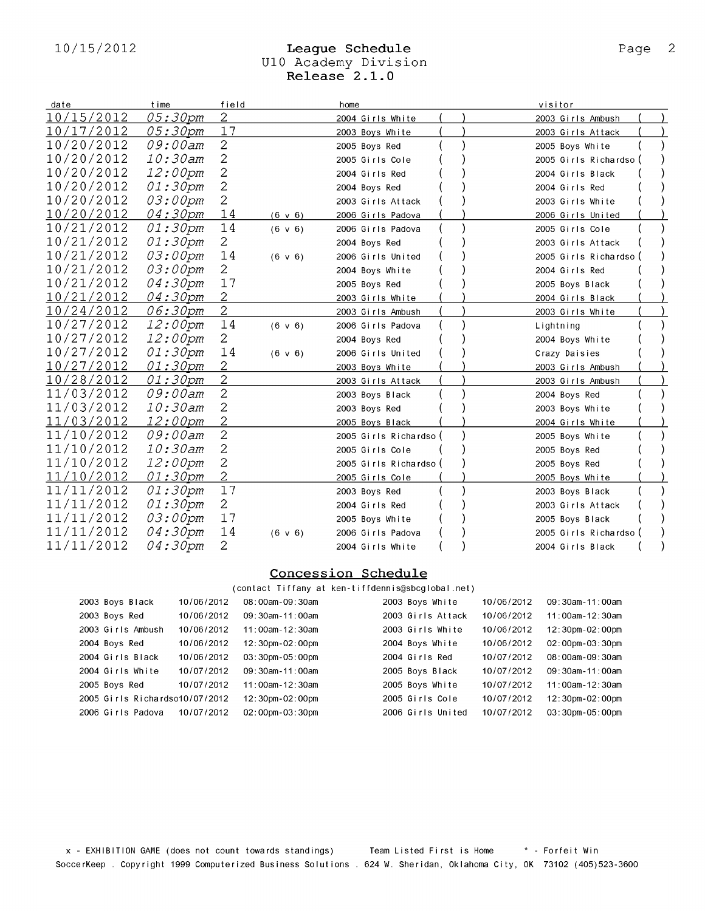# League Schedule

## U10 Academy Division

**Release 2.1.0**

| date | time | field | | home | | visitor | |
|---|---|---|---|---|---|---|---|
| 10/15/2012 | 05:30pm | 2 | | 2004 Girls White | ( ) | 2003 Girls Ambush | ( ) |
| 10/17/2012 | 05:30pm | 17 | | 2003 Boys White | ( ) | 2003 Girls Attack | ( ) |
| 10/20/2012 | 09:00am | 2 | | 2005 Boys Red | ( ) | 2005 Boys White | ( ) |
| 10/20/2012 | 10:30am | 2 | | 2005 Girls Cole | ( ) | 2005 Girls Richardso | ( ) |
| 10/20/2012 | 12:00pm | 2 | | 2004 Girls Red | ( ) | 2004 Girls Black | ( ) |
| 10/20/2012 | 01:30pm | 2 | | 2004 Boys Red | ( ) | 2004 Girls Red | ( ) |
| 10/20/2012 | 03:00pm | 2 | | 2003 Girls Attack | ( ) | 2003 Girls White | ( ) |
| 10/20/2012 | 04:30pm | 14 | (6 v 6) | 2006 Girls Padova | ( ) | 2006 Girls United | ( ) |
| 10/21/2012 | 01:30pm | 14 | (6 v 6) | 2006 Girls Padova | ( ) | 2005 Girls Cole | ( ) |
| 10/21/2012 | 01:30pm | 2 | | 2004 Boys Red | ( ) | 2003 Girls Attack | ( ) |
| 10/21/2012 | 03:00pm | 14 | (6 v 6) | 2006 Girls United | ( ) | 2005 Girls Richardso | ( ) |
| 10/21/2012 | 03:00pm | 2 | | 2004 Boys White | ( ) | 2004 Girls Red | ( ) |
| 10/21/2012 | 04:30pm | 17 | | 2005 Boys Red | ( ) | 2005 Boys Black | ( ) |
| 10/21/2012 | 04:30pm | 2 | | 2003 Girls White | ( ) | 2004 Girls Black | ( ) |
| 10/24/2012 | 06:30pm | 2 | | 2003 Girls Ambush | ( ) | 2003 Girls White | ( ) |
| 10/27/2012 | 12:00pm | 14 | (6 v 6) | 2006 Girls Padova | ( ) | Lightning | ( ) |
| 10/27/2012 | 12:00pm | 2 | | 2004 Boys Red | ( ) | 2004 Boys White | ( ) |
| 10/27/2012 | 01:30pm | 14 | (6 v 6) | 2006 Girls United | ( ) | Crazy Daisies | ( ) |
| 10/27/2012 | 01:30pm | 2 | | 2003 Boys White | ( ) | 2003 Girls Ambush | ( ) |
| 10/28/2012 | 01:30pm | 2 | | 2003 Girls Attack | ( ) | 2003 Girls Ambush | ( ) |
| 11/03/2012 | 09:00am | 2 | | 2003 Boys Black | ( ) | 2004 Boys Red | ( ) |
| 11/03/2012 | 10:30am | 2 | | 2003 Boys Red | ( ) | 2003 Boys White | ( ) |
| 11/03/2012 | 12:00pm | 2 | | 2005 Boys Black | ( ) | 2004 Girls White | ( ) |
| 11/10/2012 | 09:00am | 2 | | 2005 Girls Richardso | ( ) | 2005 Boys White | ( ) |
| 11/10/2012 | 10:30am | 2 | | 2005 Girls Cole | ( ) | 2005 Boys Red | ( ) |
| 11/10/2012 | 12:00pm | 2 | | 2005 Girls Richardso | ( ) | 2005 Boys Red | ( ) |
| 11/10/2012 | 01:30pm | 2 | | 2005 Girls Cole | ( ) | 2005 Boys White | ( ) |
| 11/11/2012 | 01:30pm | 17 | | 2003 Boys Red | ( ) | 2003 Boys Black | ( ) |
| 11/11/2012 | 01:30pm | 2 | | 2004 Girls Red | ( ) | 2003 Girls Attack | ( ) |
| 11/11/2012 | 03:00pm | 17 | | 2005 Boys White | ( ) | 2005 Boys Black | ( ) |
| 11/11/2012 | 04:30pm | 14 | (6 v 6) | 2006 Girls Padova | ( ) | 2005 Girls Richardso | ( ) |
| 11/11/2012 | 04:30pm | 2 | | 2004 Girls White | ( ) | 2004 Girls Black | ( ) |

## Concession Schedule

(contact Tiffany at ken-tiffdennis@sbcglobal.net)

| | | | | | |
|---|---|---|---|---|---|
| 2003 Boys Black | 10/06/2012 | 08:00am-09:30am | 2003 Boys White | 10/06/2012 | 09:30am-11:00am |
| 2003 Boys Red | 10/06/2012 | 09:30am-11:00am | 2003 Girls Attack | 10/06/2012 | 11:00am-12:30am |
| 2003 Girls Ambush | 10/06/2012 | 11:00am-12:30am | 2003 Girls White | 10/06/2012 | 12:30pm-02:00pm |
| 2004 Boys Red | 10/06/2012 | 12:30pm-02:00pm | 2004 Boys White | 10/06/2012 | 02:00pm-03:30pm |
| 2004 Girls Black | 10/06/2012 | 03:30pm-05:00pm | 2004 Girls Red | 10/07/2012 | 08:00am-09:30am |
| 2004 Girls White | 10/07/2012 | 09:30am-11:00am | 2005 Boys Black | 10/07/2012 | 09:30am-11:00am |
| 2005 Boys Red | 10/07/2012 | 11:00am-12:30am | 2005 Boys White | 10/07/2012 | 11:00am-12:30am |
| 2005 Girls Richardso | 10/07/2012 | 12:30pm-02:00pm | 2005 Girls Cole | 10/07/2012 | 12:30pm-02:00pm |
| 2006 Girls Padova | 10/07/2012 | 02:00pm-03:30pm | 2006 Girls United | 10/07/2012 | 03:30pm-05:00pm |

x - EXHIBITION GAME (does not count towards standings) Team Listed First is Home * - Forfeit Win

SoccerKeep . Copyright 1999 Computerized Business Solutions . 624 W. Sheridan, Oklahoma City, OK 73102 (405)523-3600